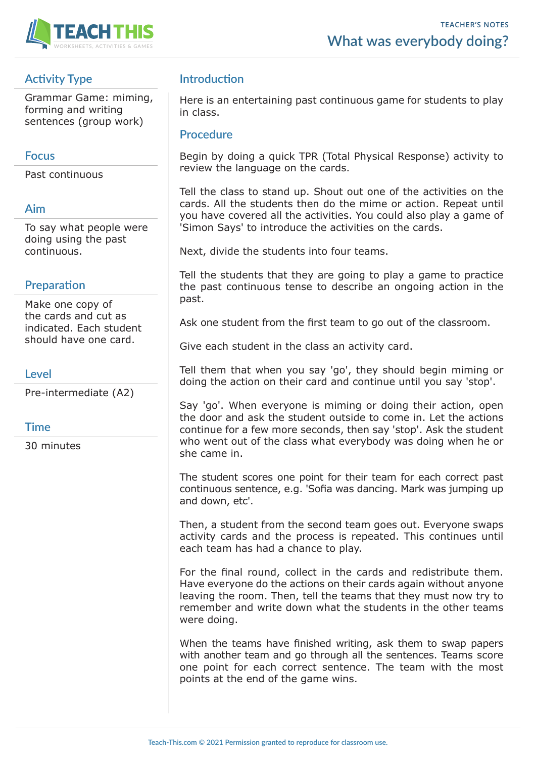TEACHER'S NOTES

# What was everybody doing?

## Activity Type

Grammar Game: miming, forming and writing sentences (group work)

## Focus

Past continuous

## Aim

To say what people were doing using the past continuous.

## Preparation

Make one copy of the cards and cut as indicated. Each student should have one card.

## Level

Pre-intermediate (A2)

## Time

30 minutes

## Introduction

Here is an entertaining past continuous game for students to play in class.

## Procedure

Begin by doing a quick TPR (Total Physical Response) activity to review the language on the cards.

Tell the class to stand up. Shout out one of the activities on the cards. All the students then do the mime or action. Repeat until you have covered all the activities. You could also play a game of 'Simon Says' to introduce the activities on the cards.

Next, divide the students into four teams.

Tell the students that they are going to play a game to practice the past continuous tense to describe an ongoing action in the past.

Ask one student from the first team to go out of the classroom.

Give each student in the class an activity card.

Tell them that when you say 'go', they should begin miming or doing the action on their card and continue until you say 'stop'.

Say 'go'. When everyone is miming or doing their action, open the door and ask the student outside to come in. Let the actions continue for a few more seconds, then say 'stop'. Ask the student who went out of the class what everybody was doing when he or she came in.

The student scores one point for their team for each correct past continuous sentence, e.g. 'Sofia was dancing. Mark was jumping up and down, etc'.

Then, a student from the second team goes out. Everyone swaps activity cards and the process is repeated. This continues until each team has had a chance to play.

For the final round, collect in the cards and redistribute them. Have everyone do the actions on their cards again without anyone leaving the room. Then, tell the teams that they must now try to remember and write down what the students in the other teams were doing.

When the teams have finished writing, ask them to swap papers with another team and go through all the sentences. Teams score one point for each correct sentence. The team with the most points at the end of the game wins.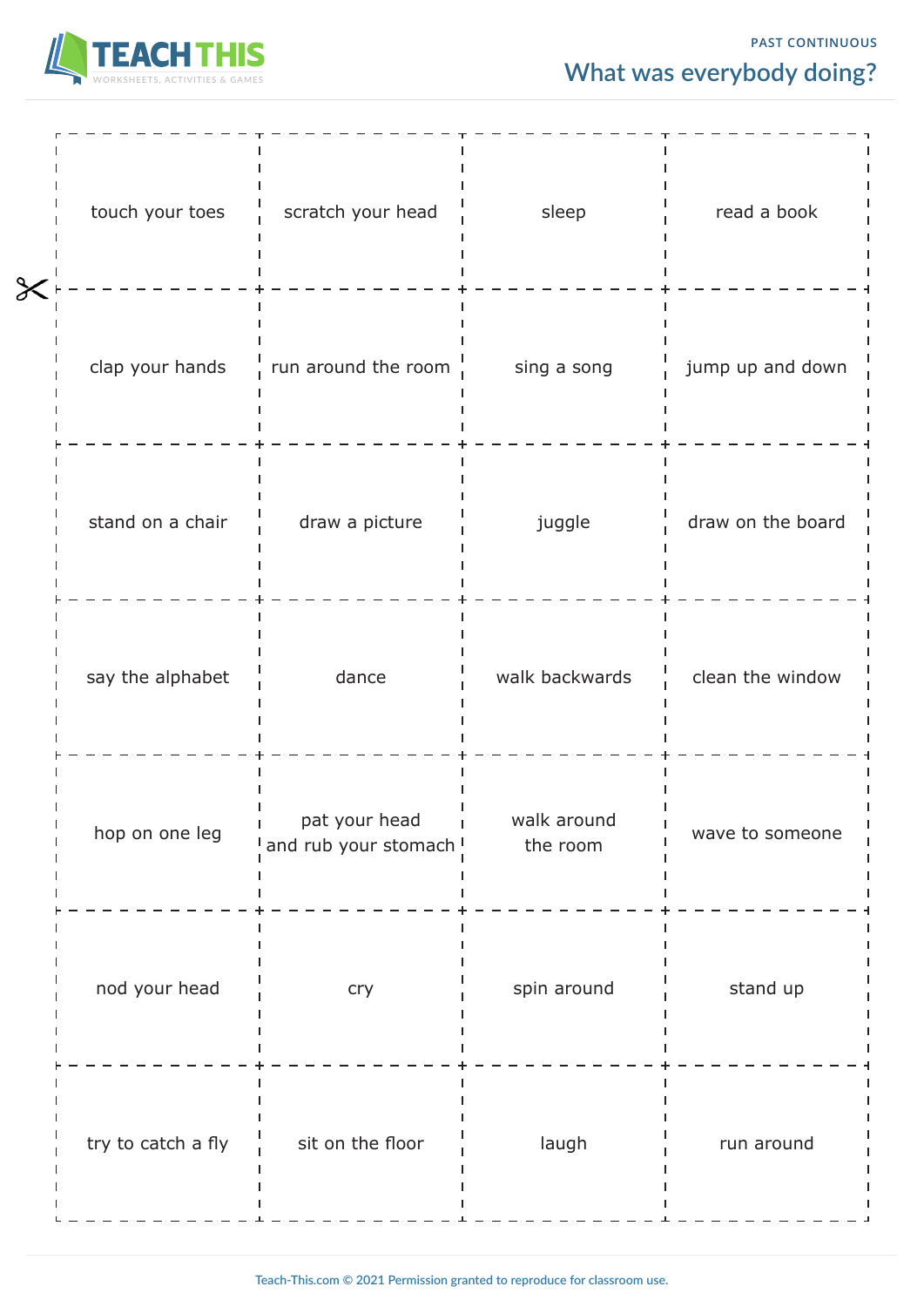PAST CONTINUOUS

# What was everybody doing?

| | | | |
|---|---|---|---|
| touch your toes | scratch your head | sleep | read a book |
| clap your hands | run around the room | sing a song | jump up and down |
| stand on a chair | draw a picture | juggle | draw on the board |
| say the alphabet | dance | walk backwards | clean the window |
| hop on one leg | pat your head and rub your stomach | walk around the room | wave to someone |
| nod your head | cry | spin around | stand up |
| try to catch a fly | sit on the floor | laugh | run around |

Teach-This.com © 2021 Permission granted to reproduce for classroom use.